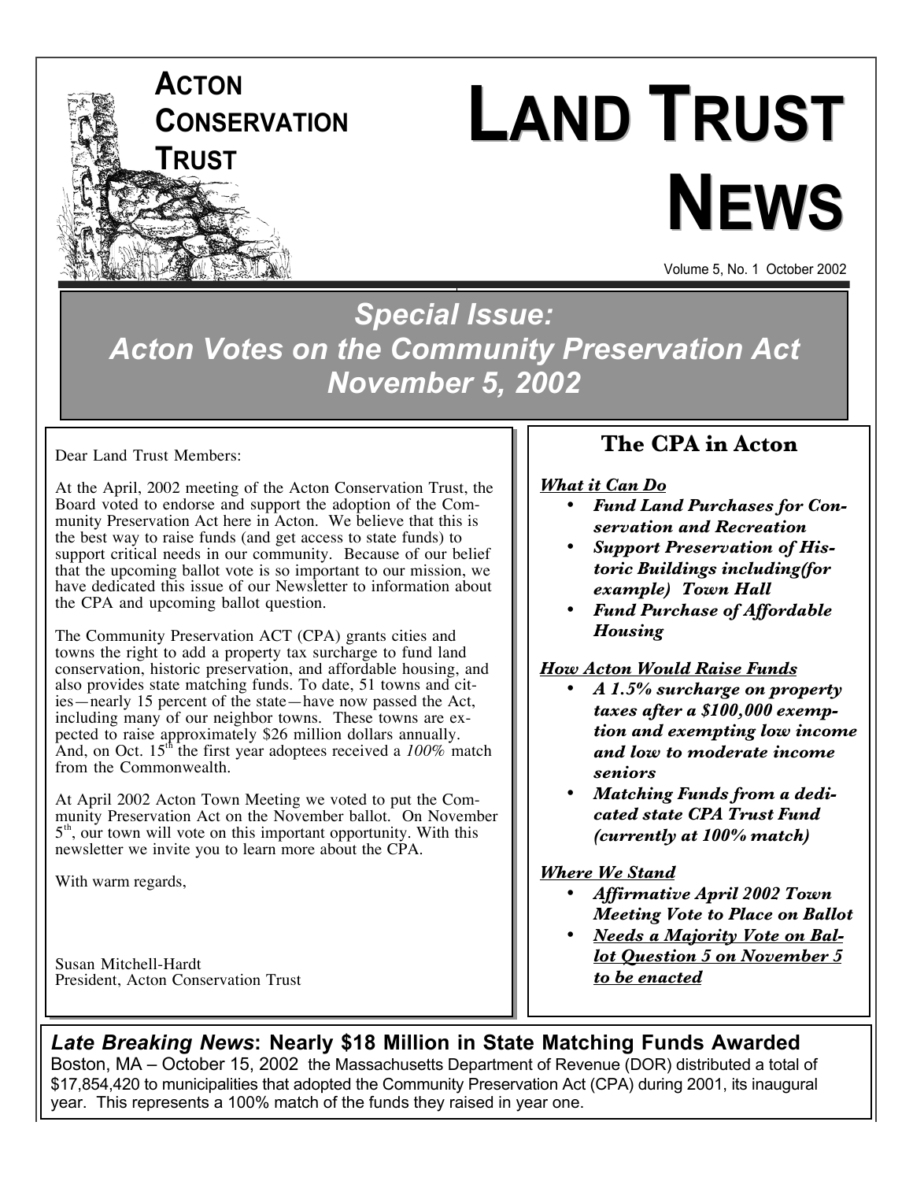**ACTON CONSERVATION TRUST**

# LAND TRUST NEWS

Volume 5, No. 1 October 2002

## *Special Issue: Acton Votes on the Community Preservation Act November 5, 2002*

Dear Land Trust Members:

At the April, 2002 meeting of the Acton Conservation Trust, the Board voted to endorse and support the adoption of the Community Preservation Act here in Acton. We believe that this is the best way to raise funds (and get access to state funds) to support critical needs in our community. Because of our belief that the upcoming ballot vote is so important to our mission, we have dedicated this issue of our Newsletter to information about the CPA and upcoming ballot question.

The Community Preservation ACT (CPA) grants cities and towns the right to add a property tax surcharge to fund land conservation, historic preservation, and affordable housing, and also provides state matching funds. To date, 51 towns and cities—nearly 15 percent of the state—have now passed the Act, including many of our neighbor towns. These towns are expected to raise approximately $26 million dollars annually. And, on Oct. 15th the first year adoptees received a *100%* match from the Commonwealth.

At April 2002 Acton Town Meeting we voted to put the Community Preservation Act on the November ballot. On November 5th, our town will vote on this important opportunity. With this newsletter we invite you to learn more about the CPA.

With warm regards,

Susan Mitchell-Hardt
President, Acton Conservation Trust

### The CPA in Acton

***What it Can Do***

- ***Fund Land Purchases for Conservation and Recreation***
- ***Support Preservation of Historic Buildings including(for example) Town Hall***
- ***Fund Purchase of Affordable Housing***

***How Acton Would Raise Funds***

- ***A 1.5% surcharge on property taxes after a $100,000 exemption and exempting low income and low to moderate income seniors***
- ***Matching Funds from a dedicated state CPA Trust Fund (currently at 100% match)***

***Where We Stand***

- ***Affirmative April 2002 Town Meeting Vote to Place on Ballot***
- ***Needs a Majority Vote on Ballot Question 5 on November 5 to be enacted***

### *Late Breaking News*: Nearly $18 Million in State Matching Funds Awarded

Boston, MA – October 15, 2002 the Massachusetts Department of Revenue (DOR) distributed a total of $17,854,420 to municipalities that adopted the Community Preservation Act (CPA) during 2001, its inaugural year. This represents a 100% match of the funds they raised in year one.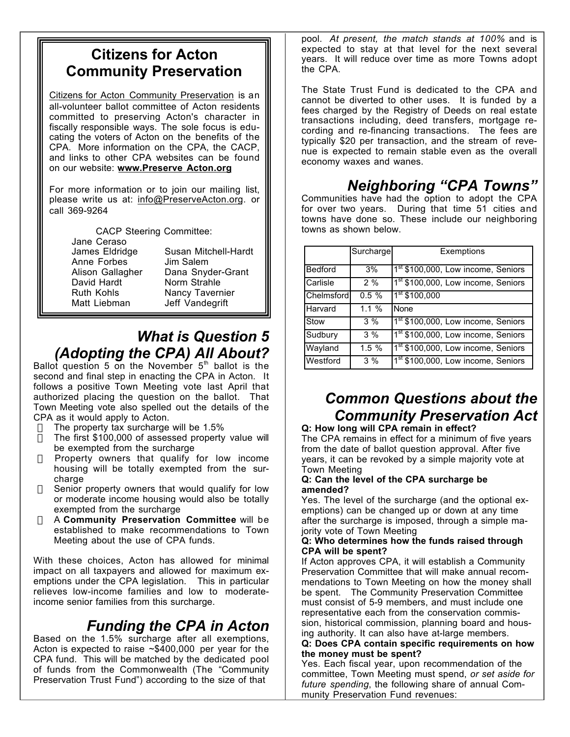## Citizens for Acton Community Preservation

Citizens for Acton Community Preservation is an all-volunteer ballot committee of Acton residents committed to preserving Acton's character in fiscally responsible ways. The sole focus is educating the voters of Acton on the benefits of the CPA. More information on the CPA, the CACP, and links to other CPA websites can be found on our website: **www.Preserve Acton.org**

For more information or to join our mailing list, please write us at: info@PreserveActon.org. or call 369-9264

CACP Steering Committee:

| | |
|---|---|
| Jane Ceraso | |
| James Eldridge | Susan Mitchell-Hardt |
| Anne Forbes | Jim Salem |
| Alison Gallagher | Dana Snyder-Grant |
| David Hardt | Norm Strahle |
| Ruth Kohls | Nancy Tavernier |
| Matt Liebman | Jeff Vandegrift |

## *What is Question 5 (Adopting the CPA) All About?*

Ballot question 5 on the November 5th ballot is the second and final step in enacting the CPA in Acton. It follows a positive Town Meeting vote last April that authorized placing the question on the ballot. That Town Meeting vote also spelled out the details of the CPA as it would apply to Acton.

- The property tax surcharge will be 1.5%
- The first $100,000 of assessed property value will be exempted from the surcharge
- Property owners that qualify for low income housing will be totally exempted from the surcharge
- Senior property owners that would qualify for low or moderate income housing would also be totally exempted from the surcharge
- A **Community Preservation Committee** will be established to make recommendations to Town Meeting about the use of CPA funds.

With these choices, Acton has allowed for minimal impact on all taxpayers and allowed for maximum exemptions under the CPA legislation. This in particular relieves low-income families and low to moderate-income senior families from this surcharge.

## *Funding the CPA in Acton*

Based on the 1.5% surcharge after all exemptions, Acton is expected to raise ~$400,000 per year for the CPA fund. This will be matched by the dedicated pool of funds from the Commonwealth (The "Community Preservation Trust Fund") according to the size of that pool. *At present, the match stands at 100%* and is expected to stay at that level for the next several years. It will reduce over time as more Towns adopt the CPA.

The State Trust Fund is dedicated to the CPA and cannot be diverted to other uses. It is funded by a fees charged by the Registry of Deeds on real estate transactions including, deed transfers, mortgage re-cording and re-financing transactions. The fees are typically $20 per transaction, and the stream of revenue is expected to remain stable even as the overall economy waxes and wanes.

## *Neighboring "CPA Towns"*

Communities have had the option to adopt the CPA for over two years. During that time 51 cities and towns have done so. These include our neighboring towns as shown below.

| | Surcharge | Exemptions |
|---|---|---|
| Bedford | 3% | 1st $100,000, Low income, Seniors |
| Carlisle | 2 % | 1st $100,000, Low income, Seniors |
| Chelmsford | 0.5 % | 1st $100,000 |
| Harvard | 1.1 % | None |
| Stow | 3 % | 1st $100,000, Low income, Seniors |
| Sudbury | 3 % | 1st $100,000, Low income, Seniors |
| Wayland | 1.5 % | 1st $100,000, Low income, Seniors |
| Westford | 3 % | 1st $100,000, Low income, Seniors |

## *Common Questions about the Community Preservation Act*

**Q: How long will CPA remain in effect?**

The CPA remains in effect for a minimum of five years from the date of ballot question approval. After five years, it can be revoked by a simple majority vote at Town Meeting

**Q: Can the level of the CPA surcharge be amended?**

Yes. The level of the surcharge (and the optional exemptions) can be changed up or down at any time after the surcharge is imposed, through a simple majority vote of Town Meeting

**Q: Who determines how the funds raised through CPA will be spent?**

If Acton approves CPA, it will establish a Community Preservation Committee that will make annual recommendations to Town Meeting on how the money shall be spent. The Community Preservation Committee must consist of 5-9 members, and must include one representative each from the conservation commission, historical commission, planning board and housing authority. It can also have at-large members.

**Q: Does CPA contain specific requirements on how the money must be spent?**

Yes. Each fiscal year, upon recommendation of the committee, Town Meeting must spend, *or set aside for future spending*, the following share of annual Community Preservation Fund revenues: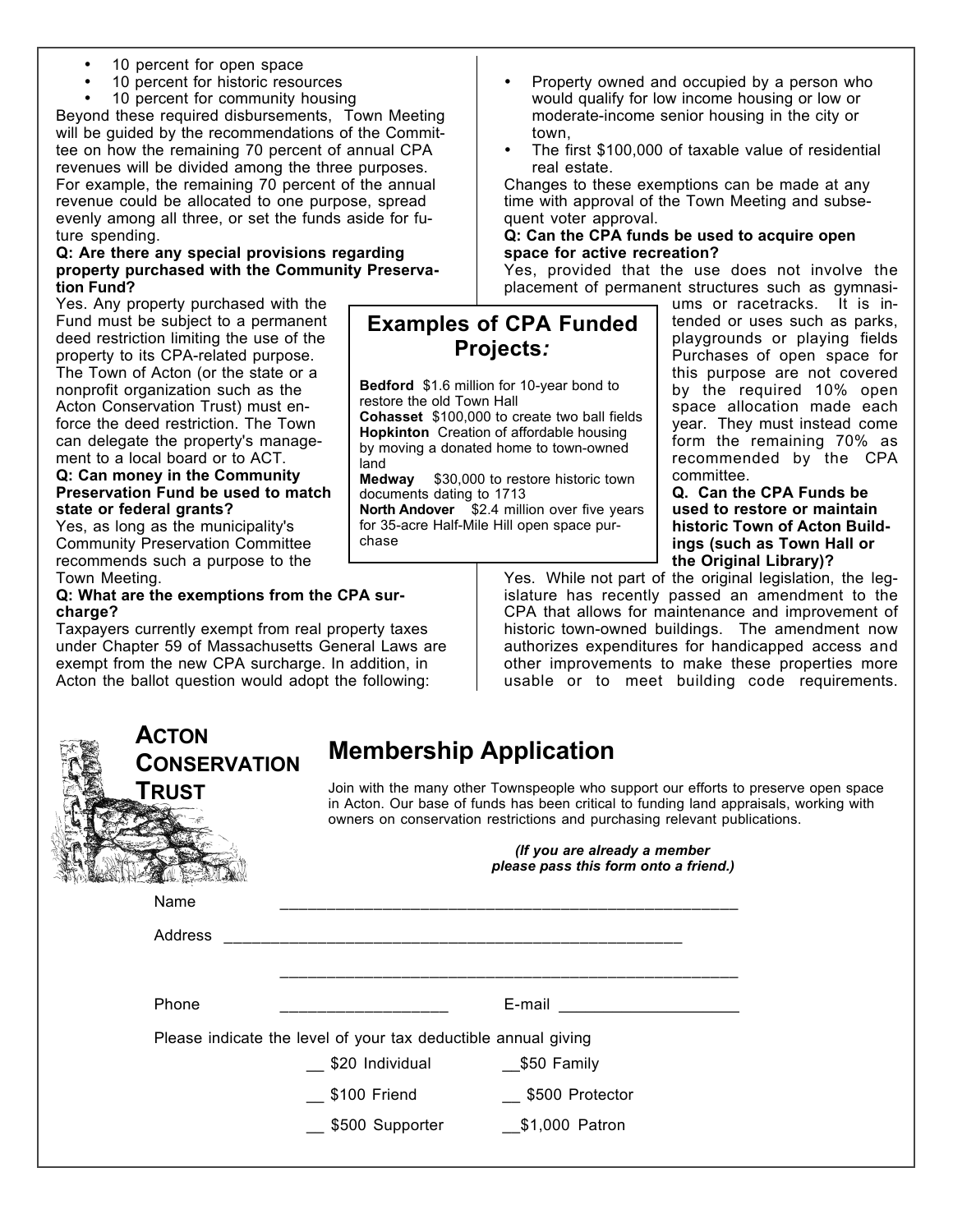- 10 percent for open space
- 10 percent for historic resources
- 10 percent for community housing

Beyond these required disbursements, Town Meeting will be guided by the recommendations of the Committee on how the remaining 70 percent of annual CPA revenues will be divided among the three purposes. For example, the remaining 70 percent of the annual revenue could be allocated to one purpose, spread evenly among all three, or set the funds aside for future spending.

**Q: Are there any special provisions regarding property purchased with the Community Preservation Fund?**

Yes. Any property purchased with the Fund must be subject to a permanent deed restriction limiting the use of the property to its CPA-related purpose. The Town of Acton (or the state or a nonprofit organization such as the Acton Conservation Trust) must enforce the deed restriction. The Town can delegate the property's management to a local board or to ACT.

**Q: Can money in the Community Preservation Fund be used to match state or federal grants?**

Yes, as long as the municipality's Community Preservation Committee recommends such a purpose to the Town Meeting.

**Q: What are the exemptions from the CPA surcharge?**

Taxpayers currently exempt from real property taxes under Chapter 59 of Massachusetts General Laws are exempt from the new CPA surcharge. In addition, in Acton the ballot question would adopt the following:

- Property owned and occupied by a person who would qualify for low income housing or low or moderate-income senior housing in the city or town,
- The first $100,000 of taxable value of residential real estate.

Changes to these exemptions can be made at any time with approval of the Town Meeting and subsequent voter approval.

**Q: Can the CPA funds be used to acquire open space for active recreation?**

Yes, provided that the use does not involve the placement of permanent structures such as gymnasiums or racetracks. It is intended or uses such as parks, playgrounds or playing fields Purchases of open space for this purpose are not covered by the required 10% open space allocation made each year. They must instead come form the remaining 70% as recommended by the CPA committee.

**Q. Can the CPA Funds be used to restore or maintain historic Town of Acton Buildings (such as Town Hall or the Original Library)?**

Yes. While not part of the original legislation, the legislature has recently passed an amendment to the CPA that allows for maintenance and improvement of historic town-owned buildings. The amendment now authorizes expenditures for handicapped access and other improvements to make these properties more usable or to meet building code requirements.

## Examples of CPA Funded Projects*:*

**Bedford** $1.6 million for 10-year bond to restore the old Town Hall
**Cohasset** $100,000 to create two ball fields
**Hopkinton** Creation of affordable housing by moving a donated home to town-owned land
**Medway** $30,000 to restore historic town documents dating to 1713
**North Andover** $2.4 million over five years for 35-acre Half-Mile Hill open space purchase

**ACTON CONSERVATION TRUST**

## Membership Application

Join with the many other Townspeople who support our efforts to preserve open space in Acton. Our base of funds has been critical to funding land appraisals, working with owners on conservation restrictions and purchasing relevant publications.

***(If you are already a member please pass this form onto a friend.)***

Name ____________________________________________________

Address ____________________________________________________

____________________________________________________

Phone __________________ E-mail ____________________

Please indicate the level of your tax deductible annual giving

__ $20 Individual __$50 Family

__ $100 Friend __ $500 Protector

__ $500 Supporter __$1,000 Patron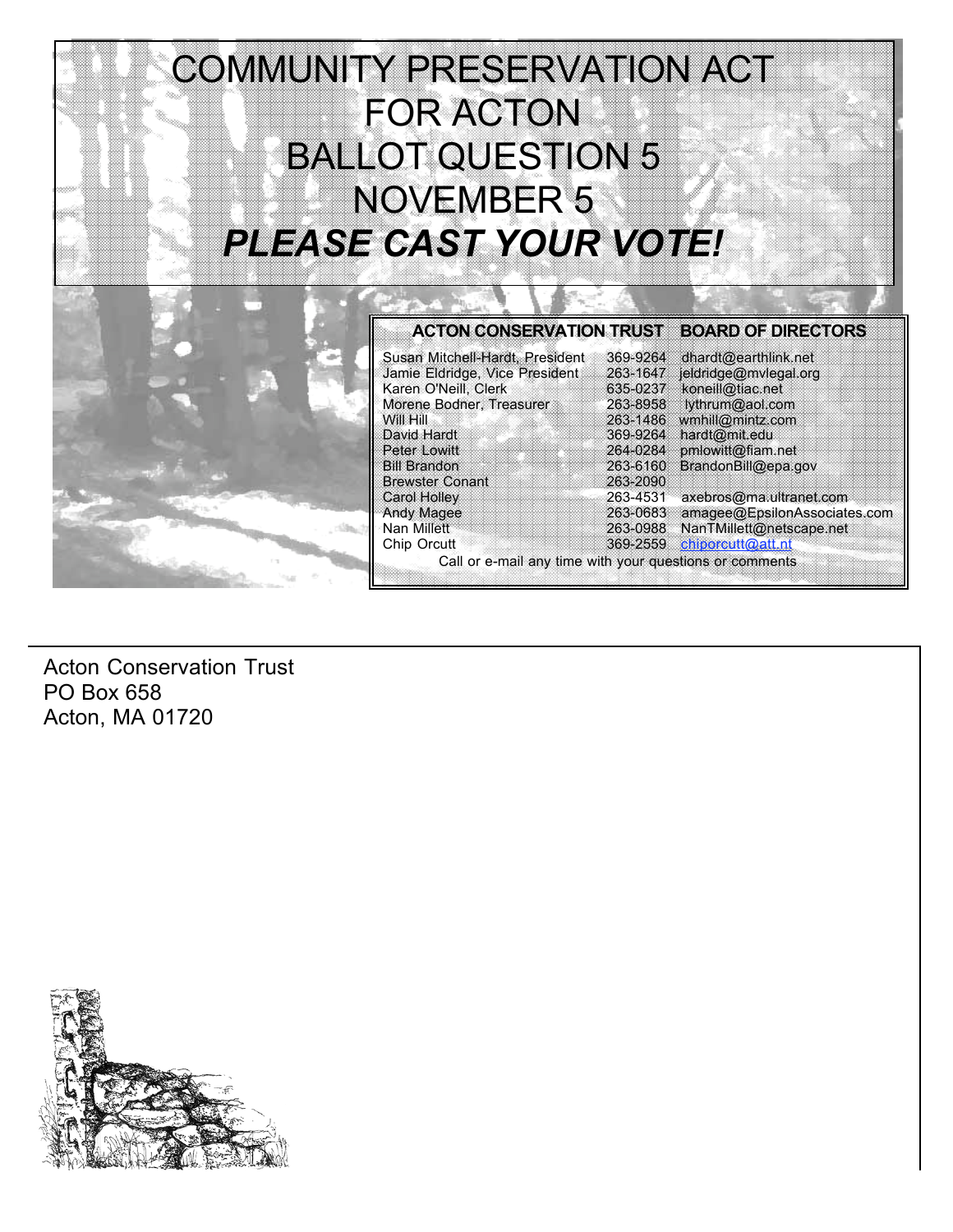# COMMUNITY PRESERVATION ACT FOR ACTON

# BALLOT QUESTION 5

# NOVEMBER 5

# *PLEASE CAST YOUR VOTE!*

**ACTON CONSERVATION TRUST BOARD OF DIRECTORS**

| | | |
|---|---|---|
| Susan Mitchell-Hardt, President | 369-9264 | dhardt@earthlink.net |
| Jamie Eldridge, Vice President | 263-1647 | jeldridge@mvlegal.org |
| Karen O'Neill, Clerk | 635-0237 | koneill@tiac.net |
| Morene Bodner, Treasurer | 263-8958 | lythrum@aol.com |
| Will Hill | 263-1486 | wmhill@mintz.com |
| David Hardt | 369-9264 | hardt@mit.edu |
| Peter Lowitt | 264-0284 | pmlowitt@fiam.net |
| Bill Brandon | 263-6160 | BrandonBill@epa.gov |
| Brewster Conant | 263-2090 | |
| Carol Holley | 263-4531 | axebros@ma.ultranet.com |
| Andy Magee | 263-0683 | amagee@EpsilonAssociates.com |
| Nan Millett | 263-0988 | NanTMillett@netscape.net |
| Chip Orcutt | 369-2559 | chiporcutt@att.nt |

Call or e-mail any time with your questions or comments

Acton Conservation Trust
PO Box 658
Acton, MA 01720